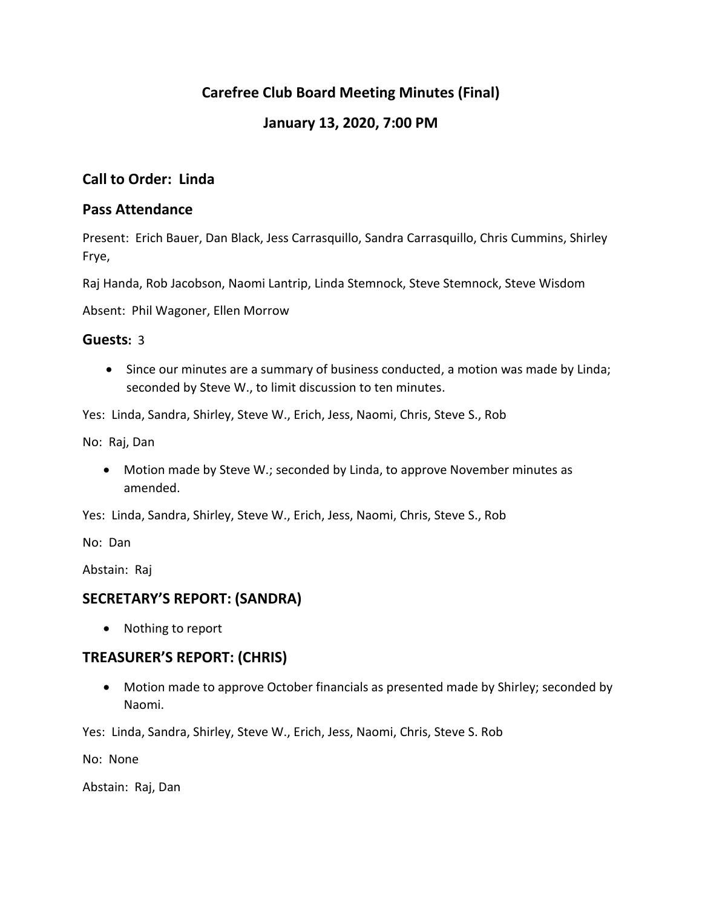# Carefree Club Board Meeting Minutes (Final)

## January 13, 2020, 7:00 PM

### Call to Order: Linda

### Pass Attendance

Present: Erich Bauer, Dan Black, Jess Carrasquillo, Sandra Carrasquillo, Chris Cummins, Shirley Frye,

Raj Handa, Rob Jacobson, Naomi Lantrip, Linda Stemnock, Steve Stemnock, Steve Wisdom

Absent: Phil Wagoner, Ellen Morrow

### Guests: 3

- Since our minutes are a summary of business conducted, a motion was made by Linda; seconded by Steve W., to limit discussion to ten minutes.

Yes: Linda, Sandra, Shirley, Steve W., Erich, Jess, Naomi, Chris, Steve S., Rob

No: Raj, Dan

- Motion made by Steve W.; seconded by Linda, to approve November minutes as amended.

Yes: Linda, Sandra, Shirley, Steve W., Erich, Jess, Naomi, Chris, Steve S., Rob

No: Dan

Abstain: Raj

### SECRETARY'S REPORT: (SANDRA)

- Nothing to report

### TREASURER'S REPORT: (CHRIS)

- Motion made to approve October financials as presented made by Shirley; seconded by Naomi.

Yes: Linda, Sandra, Shirley, Steve W., Erich, Jess, Naomi, Chris, Steve S. Rob

No: None

Abstain: Raj, Dan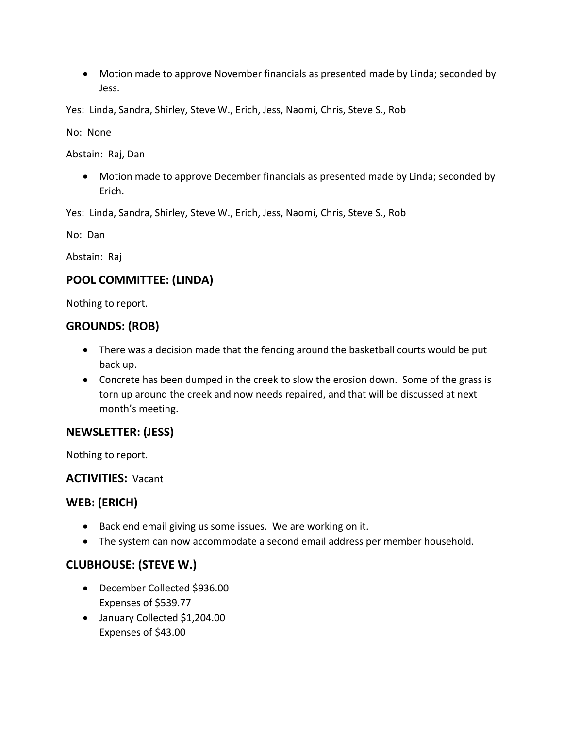- Motion made to approve November financials as presented made by Linda; seconded by Jess.

Yes: Linda, Sandra, Shirley, Steve W., Erich, Jess, Naomi, Chris, Steve S., Rob

No: None

Abstain: Raj, Dan

- Motion made to approve December financials as presented made by Linda; seconded by Erich.

Yes: Linda, Sandra, Shirley, Steve W., Erich, Jess, Naomi, Chris, Steve S., Rob

No: Dan

Abstain: Raj

## POOL COMMITTEE: (LINDA)

Nothing to report.

## GROUNDS: (ROB)

- There was a decision made that the fencing around the basketball courts would be put back up.
- Concrete has been dumped in the creek to slow the erosion down. Some of the grass is torn up around the creek and now needs repaired, and that will be discussed at next month's meeting.

## NEWSLETTER: (JESS)

Nothing to report.

## ACTIVITIES: Vacant

## WEB: (ERICH)

- Back end email giving us some issues. We are working on it.
- The system can now accommodate a second email address per member household.

## CLUBHOUSE: (STEVE W.)

- December Collected $936.00
  Expenses of $539.77
- January Collected $1,204.00
  Expenses of $43.00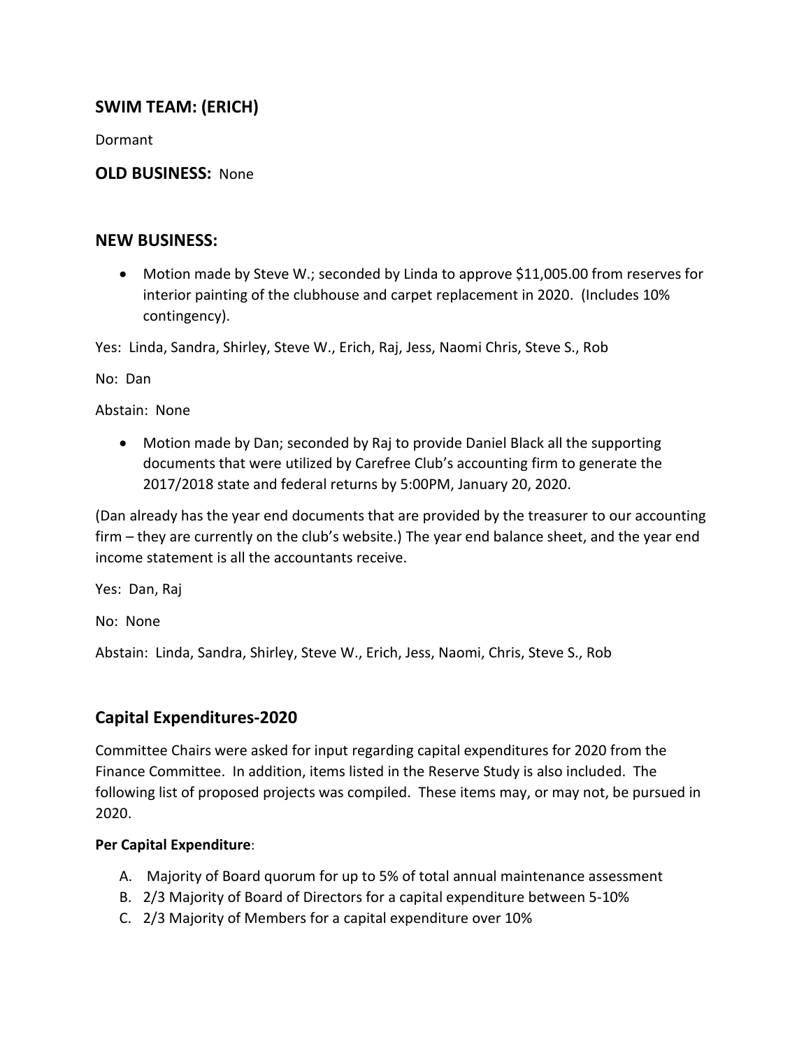## SWIM TEAM: (ERICH)

Dormant

## OLD BUSINESS: None

## NEW BUSINESS:

- Motion made by Steve W.; seconded by Linda to approve $11,005.00 from reserves for interior painting of the clubhouse and carpet replacement in 2020. (Includes 10% contingency).

Yes: Linda, Sandra, Shirley, Steve W., Erich, Raj, Jess, Naomi Chris, Steve S., Rob

No: Dan

Abstain: None

- Motion made by Dan; seconded by Raj to provide Daniel Black all the supporting documents that were utilized by Carefree Club's accounting firm to generate the 2017/2018 state and federal returns by 5:00PM, January 20, 2020.

(Dan already has the year end documents that are provided by the treasurer to our accounting firm – they are currently on the club's website.) The year end balance sheet, and the year end income statement is all the accountants receive.

Yes: Dan, Raj

No: None

Abstain: Linda, Sandra, Shirley, Steve W., Erich, Jess, Naomi, Chris, Steve S., Rob

## Capital Expenditures-2020

Committee Chairs were asked for input regarding capital expenditures for 2020 from the Finance Committee. In addition, items listed in the Reserve Study is also included. The following list of proposed projects was compiled. These items may, or may not, be pursued in 2020.

**Per Capital Expenditure**:

A. Majority of Board quorum for up to 5% of total annual maintenance assessment
B. 2/3 Majority of Board of Directors for a capital expenditure between 5-10%
C. 2/3 Majority of Members for a capital expenditure over 10%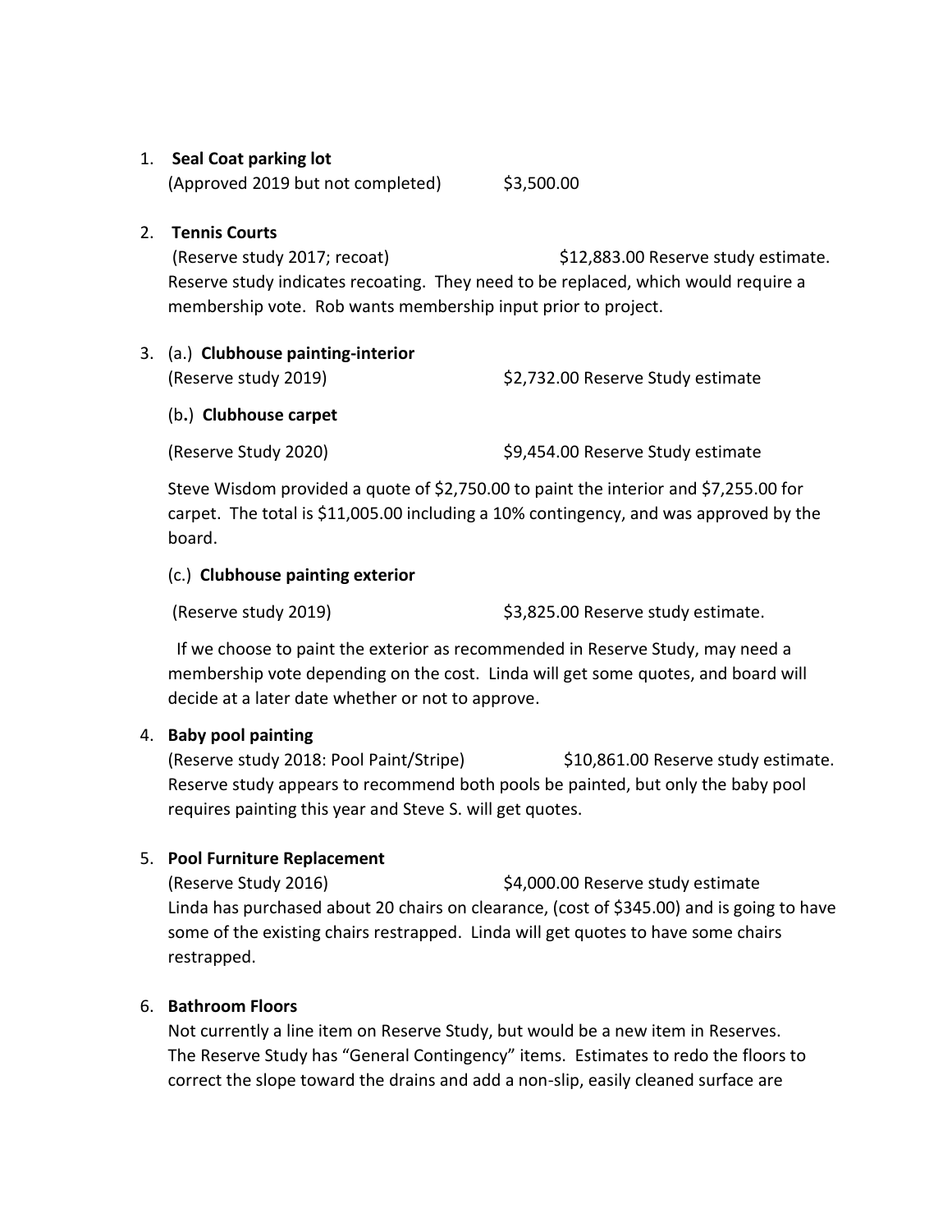1. **Seal Coat parking lot**
   (Approved 2019 but not completed) $3,500.00

2. **Tennis Courts**
   (Reserve study 2017; recoat) $12,883.00 Reserve study estimate.
   Reserve study indicates recoating. They need to be replaced, which would require a membership vote. Rob wants membership input prior to project.

3. (a.) **Clubhouse painting-interior**
   (Reserve study 2019) $2,732.00 Reserve Study estimate

   (b.) **Clubhouse carpet**

   (Reserve Study 2020) $9,454.00 Reserve Study estimate

   Steve Wisdom provided a quote of $2,750.00 to paint the interior and $7,255.00 for carpet. The total is $11,005.00 including a 10% contingency, and was approved by the board.

   (c.) **Clubhouse painting exterior**

   (Reserve study 2019) $3,825.00 Reserve study estimate.

   If we choose to paint the exterior as recommended in Reserve Study, may need a membership vote depending on the cost. Linda will get some quotes, and board will decide at a later date whether or not to approve.

4. **Baby pool painting**
   (Reserve study 2018: Pool Paint/Stripe) $10,861.00 Reserve study estimate.
   Reserve study appears to recommend both pools be painted, but only the baby pool requires painting this year and Steve S. will get quotes.

5. **Pool Furniture Replacement**
   (Reserve Study 2016) $4,000.00 Reserve study estimate
   Linda has purchased about 20 chairs on clearance, (cost of $345.00) and is going to have some of the existing chairs restrapped. Linda will get quotes to have some chairs restrapped.

6. **Bathroom Floors**
   Not currently a line item on Reserve Study, but would be a new item in Reserves. The Reserve Study has "General Contingency" items. Estimates to redo the floors to correct the slope toward the drains and add a non-slip, easily cleaned surface are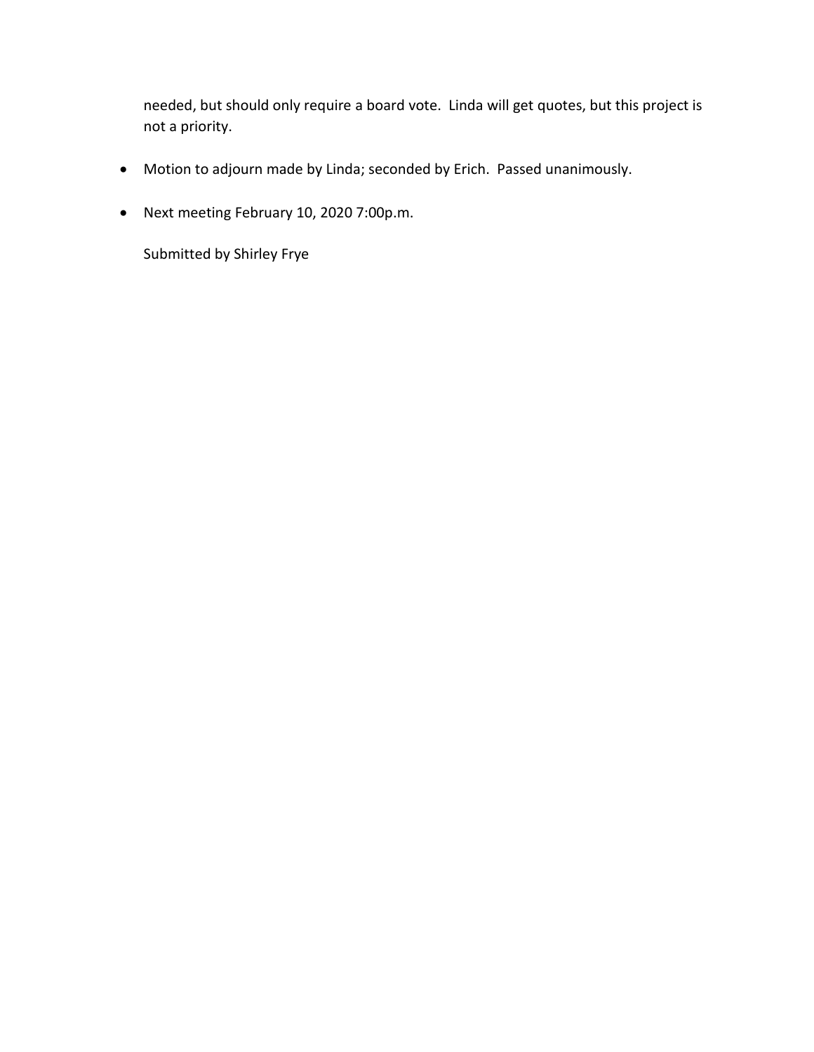needed, but should only require a board vote. Linda will get quotes, but this project is not a priority.

- Motion to adjourn made by Linda; seconded by Erich. Passed unanimously.

- Next meeting February 10, 2020 7:00p.m.

  Submitted by Shirley Frye